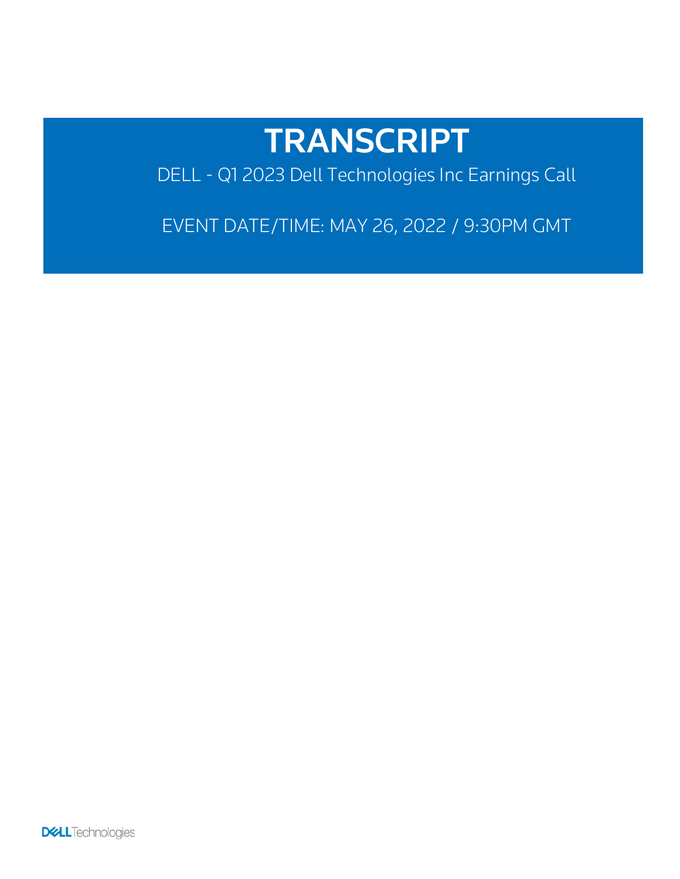# TRANSCRIPT

DELL - Q1 2023 Dell Technologies Inc Earnings Call

EVENT DATE/TIME: MAY 26, 2022 / 9:30PM GMT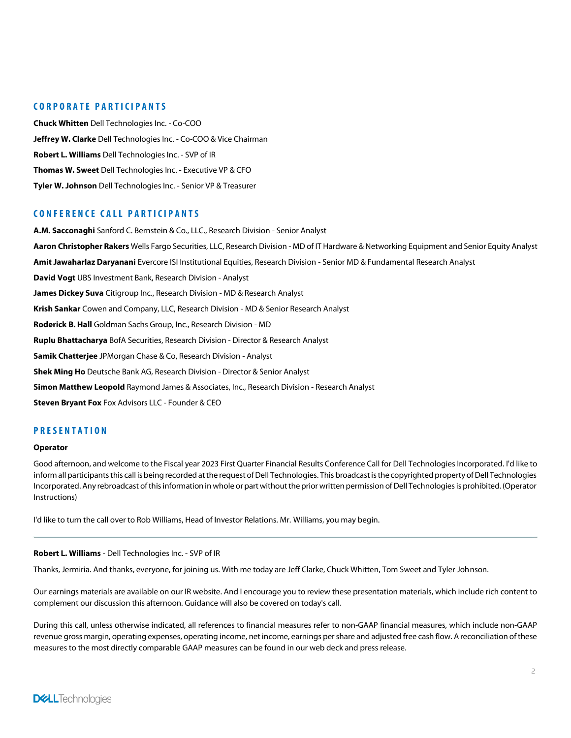## CORPORATE PARTICIPANTS

**Chuck Whitten** Dell Technologies Inc. - Co-COO

**Jeffrey W. Clarke** Dell Technologies Inc. - Co-COO & Vice Chairman

**Robert L. Williams** Dell Technologies Inc. - SVP of IR

**Thomas W. Sweet** Dell Technologies Inc. - Executive VP & CFO

**Tyler W. Johnson** Dell Technologies Inc. - Senior VP & Treasurer

## CONFERENCE CALL PARTICIPANTS

**A.M. Sacconaghi** Sanford C. Bernstein & Co., LLC., Research Division - Senior Analyst

**Aaron Christopher Rakers** Wells Fargo Securities, LLC, Research Division - MD of IT Hardware & Networking Equipment and Senior Equity Analyst

**Amit Jawaharlaz Daryanani** Evercore ISI Institutional Equities, Research Division - Senior MD & Fundamental Research Analyst

**David Vogt** UBS Investment Bank, Research Division - Analyst

**James Dickey Suva** Citigroup Inc., Research Division - MD & Research Analyst

**Krish Sankar** Cowen and Company, LLC, Research Division - MD & Senior Research Analyst

**Roderick B. Hall** Goldman Sachs Group, Inc., Research Division - MD

**Ruplu Bhattacharya** BofA Securities, Research Division - Director & Research Analyst

**Samik Chatterjee** JPMorgan Chase & Co, Research Division - Analyst

**Shek Ming Ho** Deutsche Bank AG, Research Division - Director & Senior Analyst

**Simon Matthew Leopold** Raymond James & Associates, Inc., Research Division - Research Analyst

**Steven Bryant Fox** Fox Advisors LLC - Founder & CEO

## PRESENTATION

**Operator**

Good afternoon, and welcome to the Fiscal year 2023 First Quarter Financial Results Conference Call for Dell Technologies Incorporated. I'd like to inform all participants this call is being recorded at the request of Dell Technologies. This broadcast is the copyrighted property of Dell Technologies Incorporated. Any rebroadcast of this information in whole or part without the prior written permission of Dell Technologies is prohibited. (Operator Instructions)

I'd like to turn the call over to Rob Williams, Head of Investor Relations. Mr. Williams, you may begin.

---

**Robert L. Williams** - Dell Technologies Inc. - SVP of IR

Thanks, Jermiria. And thanks, everyone, for joining us. With me today are Jeff Clarke, Chuck Whitten, Tom Sweet and Tyler Johnson.

Our earnings materials are available on our IR website. And I encourage you to review these presentation materials, which include rich content to complement our discussion this afternoon. Guidance will also be covered on today's call.

During this call, unless otherwise indicated, all references to financial measures refer to non-GAAP financial measures, which include non-GAAP revenue gross margin, operating expenses, operating income, net income, earnings per share and adjusted free cash flow. A reconciliation of these measures to the most directly comparable GAAP measures can be found in our web deck and press release.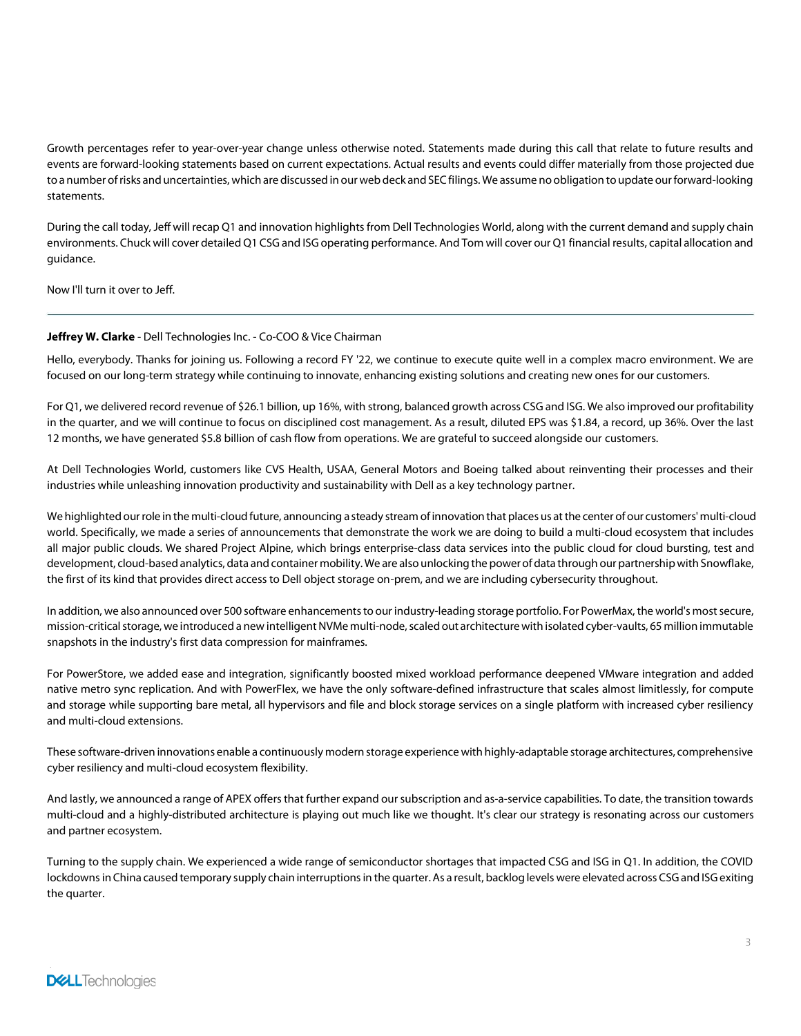Growth percentages refer to year-over-year change unless otherwise noted. Statements made during this call that relate to future results and events are forward-looking statements based on current expectations. Actual results and events could differ materially from those projected due to a number of risks and uncertainties, which are discussed in our web deck and SEC filings. We assume no obligation to update our forward-looking statements.

During the call today, Jeff will recap Q1 and innovation highlights from Dell Technologies World, along with the current demand and supply chain environments. Chuck will cover detailed Q1 CSG and ISG operating performance. And Tom will cover our Q1 financial results, capital allocation and guidance.

Now I'll turn it over to Jeff.

---

**Jeffrey W. Clarke** - Dell Technologies Inc. - Co-COO & Vice Chairman

Hello, everybody. Thanks for joining us. Following a record FY '22, we continue to execute quite well in a complex macro environment. We are focused on our long-term strategy while continuing to innovate, enhancing existing solutions and creating new ones for our customers.

For Q1, we delivered record revenue of $26.1 billion, up 16%, with strong, balanced growth across CSG and ISG. We also improved our profitability in the quarter, and we will continue to focus on disciplined cost management. As a result, diluted EPS was $1.84, a record, up 36%. Over the last 12 months, we have generated $5.8 billion of cash flow from operations. We are grateful to succeed alongside our customers.

At Dell Technologies World, customers like CVS Health, USAA, General Motors and Boeing talked about reinventing their processes and their industries while unleashing innovation productivity and sustainability with Dell as a key technology partner.

We highlighted our role in the multi-cloud future, announcing a steady stream of innovation that places us at the center of our customers' multi-cloud world. Specifically, we made a series of announcements that demonstrate the work we are doing to build a multi-cloud ecosystem that includes all major public clouds. We shared Project Alpine, which brings enterprise-class data services into the public cloud for cloud bursting, test and development, cloud-based analytics, data and container mobility. We are also unlocking the power of data through our partnership with Snowflake, the first of its kind that provides direct access to Dell object storage on-prem, and we are including cybersecurity throughout.

In addition, we also announced over 500 software enhancements to our industry-leading storage portfolio. For PowerMax, the world's most secure, mission-critical storage, we introduced a new intelligent NVMe multi-node, scaled out architecture with isolated cyber-vaults, 65 million immutable snapshots in the industry's first data compression for mainframes.

For PowerStore, we added ease and integration, significantly boosted mixed workload performance deepened VMware integration and added native metro sync replication. And with PowerFlex, we have the only software-defined infrastructure that scales almost limitlessly, for compute and storage while supporting bare metal, all hypervisors and file and block storage services on a single platform with increased cyber resiliency and multi-cloud extensions.

These software-driven innovations enable a continuously modern storage experience with highly-adaptable storage architectures, comprehensive cyber resiliency and multi-cloud ecosystem flexibility.

And lastly, we announced a range of APEX offers that further expand our subscription and as-a-service capabilities. To date, the transition towards multi-cloud and a highly-distributed architecture is playing out much like we thought. It's clear our strategy is resonating across our customers and partner ecosystem.

Turning to the supply chain. We experienced a wide range of semiconductor shortages that impacted CSG and ISG in Q1. In addition, the COVID lockdowns in China caused temporary supply chain interruptions in the quarter. As a result, backlog levels were elevated across CSG and ISG exiting the quarter.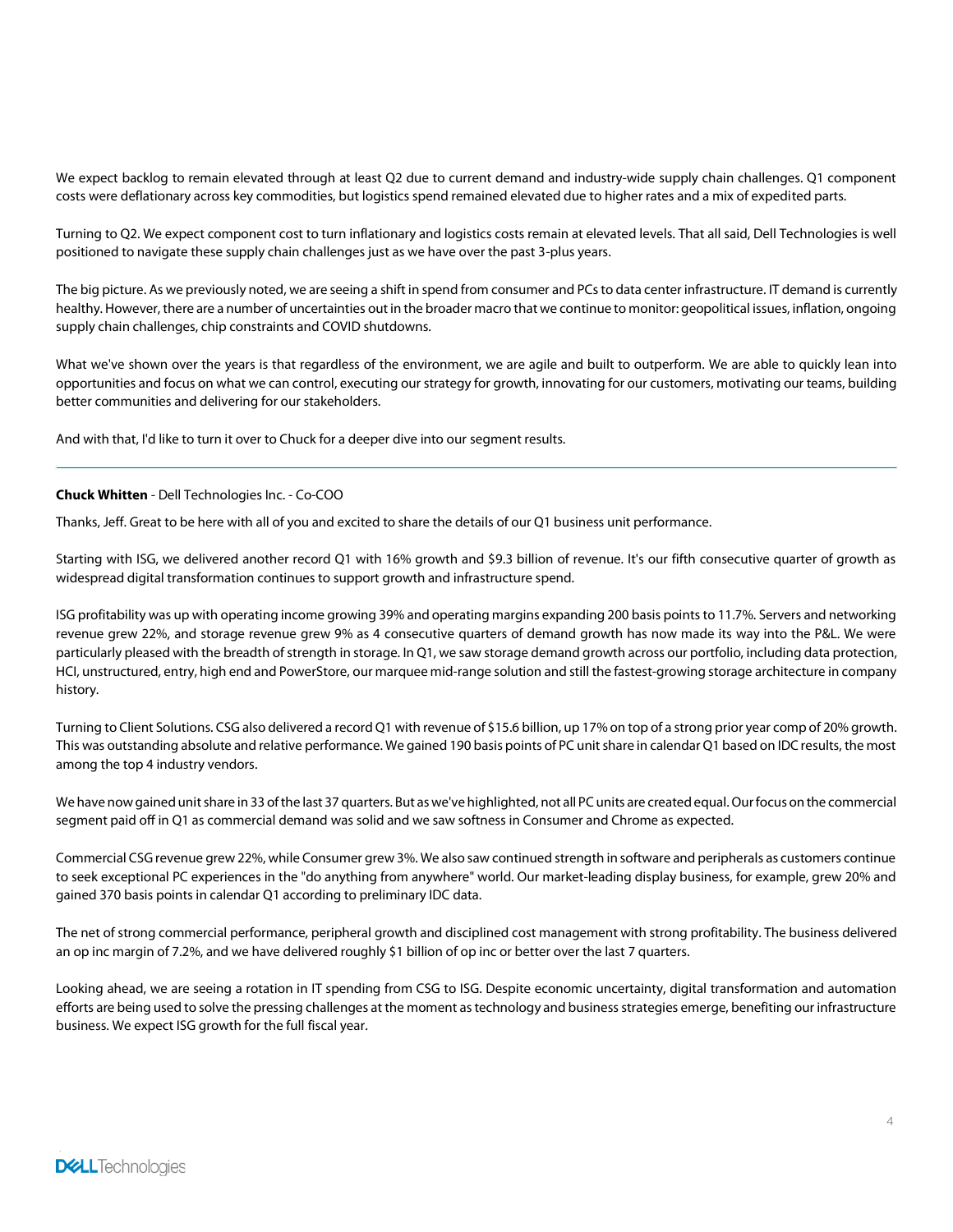We expect backlog to remain elevated through at least Q2 due to current demand and industry-wide supply chain challenges. Q1 component costs were deflationary across key commodities, but logistics spend remained elevated due to higher rates and a mix of expedited parts.

Turning to Q2. We expect component cost to turn inflationary and logistics costs remain at elevated levels. That all said, Dell Technologies is well positioned to navigate these supply chain challenges just as we have over the past 3-plus years.

The big picture. As we previously noted, we are seeing a shift in spend from consumer and PCs to data center infrastructure. IT demand is currently healthy. However, there are a number of uncertainties out in the broader macro that we continue to monitor: geopolitical issues, inflation, ongoing supply chain challenges, chip constraints and COVID shutdowns.

What we've shown over the years is that regardless of the environment, we are agile and built to outperform. We are able to quickly lean into opportunities and focus on what we can control, executing our strategy for growth, innovating for our customers, motivating our teams, building better communities and delivering for our stakeholders.

And with that, I'd like to turn it over to Chuck for a deeper dive into our segment results.

---

**Chuck Whitten** - Dell Technologies Inc. - Co-COO

Thanks, Jeff. Great to be here with all of you and excited to share the details of our Q1 business unit performance.

Starting with ISG, we delivered another record Q1 with 16% growth and $9.3 billion of revenue. It's our fifth consecutive quarter of growth as widespread digital transformation continues to support growth and infrastructure spend.

ISG profitability was up with operating income growing 39% and operating margins expanding 200 basis points to 11.7%. Servers and networking revenue grew 22%, and storage revenue grew 9% as 4 consecutive quarters of demand growth has now made its way into the P&L. We were particularly pleased with the breadth of strength in storage. In Q1, we saw storage demand growth across our portfolio, including data protection, HCI, unstructured, entry, high end and PowerStore, our marquee mid-range solution and still the fastest-growing storage architecture in company history.

Turning to Client Solutions. CSG also delivered a record Q1 with revenue of $15.6 billion, up 17% on top of a strong prior year comp of 20% growth. This was outstanding absolute and relative performance. We gained 190 basis points of PC unit share in calendar Q1 based on IDC results, the most among the top 4 industry vendors.

We have now gained unit share in 33 of the last 37 quarters. But as we've highlighted, not all PC units are created equal. Our focus on the commercial segment paid off in Q1 as commercial demand was solid and we saw softness in Consumer and Chrome as expected.

Commercial CSG revenue grew 22%, while Consumer grew 3%. We also saw continued strength in software and peripherals as customers continue to seek exceptional PC experiences in the "do anything from anywhere" world. Our market-leading display business, for example, grew 20% and gained 370 basis points in calendar Q1 according to preliminary IDC data.

The net of strong commercial performance, peripheral growth and disciplined cost management with strong profitability. The business delivered an op inc margin of 7.2%, and we have delivered roughly $1 billion of op inc or better over the last 7 quarters.

Looking ahead, we are seeing a rotation in IT spending from CSG to ISG. Despite economic uncertainty, digital transformation and automation efforts are being used to solve the pressing challenges at the moment as technology and business strategies emerge, benefiting our infrastructure business. We expect ISG growth for the full fiscal year.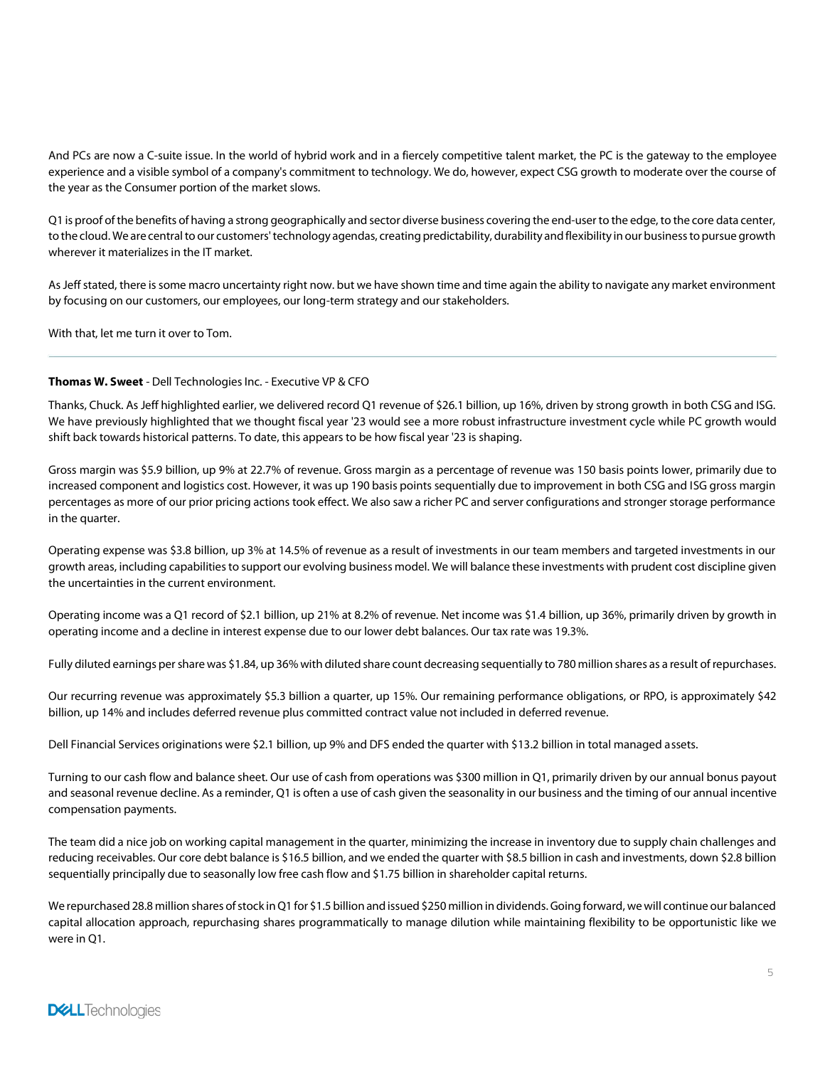And PCs are now a C-suite issue. In the world of hybrid work and in a fiercely competitive talent market, the PC is the gateway to the employee experience and a visible symbol of a company's commitment to technology. We do, however, expect CSG growth to moderate over the course of the year as the Consumer portion of the market slows.

Q1 is proof of the benefits of having a strong geographically and sector diverse business covering the end-user to the edge, to the core data center, to the cloud. We are central to our customers' technology agendas, creating predictability, durability and flexibility in our business to pursue growth wherever it materializes in the IT market.

As Jeff stated, there is some macro uncertainty right now. but we have shown time and time again the ability to navigate any market environment by focusing on our customers, our employees, our long-term strategy and our stakeholders.

With that, let me turn it over to Tom.

---

**Thomas W. Sweet** - Dell Technologies Inc. - Executive VP & CFO

Thanks, Chuck. As Jeff highlighted earlier, we delivered record Q1 revenue of $26.1 billion, up 16%, driven by strong growth in both CSG and ISG. We have previously highlighted that we thought fiscal year '23 would see a more robust infrastructure investment cycle while PC growth would shift back towards historical patterns. To date, this appears to be how fiscal year '23 is shaping.

Gross margin was $5.9 billion, up 9% at 22.7% of revenue. Gross margin as a percentage of revenue was 150 basis points lower, primarily due to increased component and logistics cost. However, it was up 190 basis points sequentially due to improvement in both CSG and ISG gross margin percentages as more of our prior pricing actions took effect. We also saw a richer PC and server configurations and stronger storage performance in the quarter.

Operating expense was $3.8 billion, up 3% at 14.5% of revenue as a result of investments in our team members and targeted investments in our growth areas, including capabilities to support our evolving business model. We will balance these investments with prudent cost discipline given the uncertainties in the current environment.

Operating income was a Q1 record of $2.1 billion, up 21% at 8.2% of revenue. Net income was $1.4 billion, up 36%, primarily driven by growth in operating income and a decline in interest expense due to our lower debt balances. Our tax rate was 19.3%.

Fully diluted earnings per share was $1.84, up 36% with diluted share count decreasing sequentially to 780 million shares as a result of repurchases.

Our recurring revenue was approximately $5.3 billion a quarter, up 15%. Our remaining performance obligations, or RPO, is approximately $42 billion, up 14% and includes deferred revenue plus committed contract value not included in deferred revenue.

Dell Financial Services originations were $2.1 billion, up 9% and DFS ended the quarter with $13.2 billion in total managed assets.

Turning to our cash flow and balance sheet. Our use of cash from operations was $300 million in Q1, primarily driven by our annual bonus payout and seasonal revenue decline. As a reminder, Q1 is often a use of cash given the seasonality in our business and the timing of our annual incentive compensation payments.

The team did a nice job on working capital management in the quarter, minimizing the increase in inventory due to supply chain challenges and reducing receivables. Our core debt balance is $16.5 billion, and we ended the quarter with $8.5 billion in cash and investments, down $2.8 billion sequentially principally due to seasonally low free cash flow and $1.75 billion in shareholder capital returns.

We repurchased 28.8 million shares of stock in Q1 for $1.5 billion and issued $250 million in dividends. Going forward, we will continue our balanced capital allocation approach, repurchasing shares programmatically to manage dilution while maintaining flexibility to be opportunistic like we were in Q1.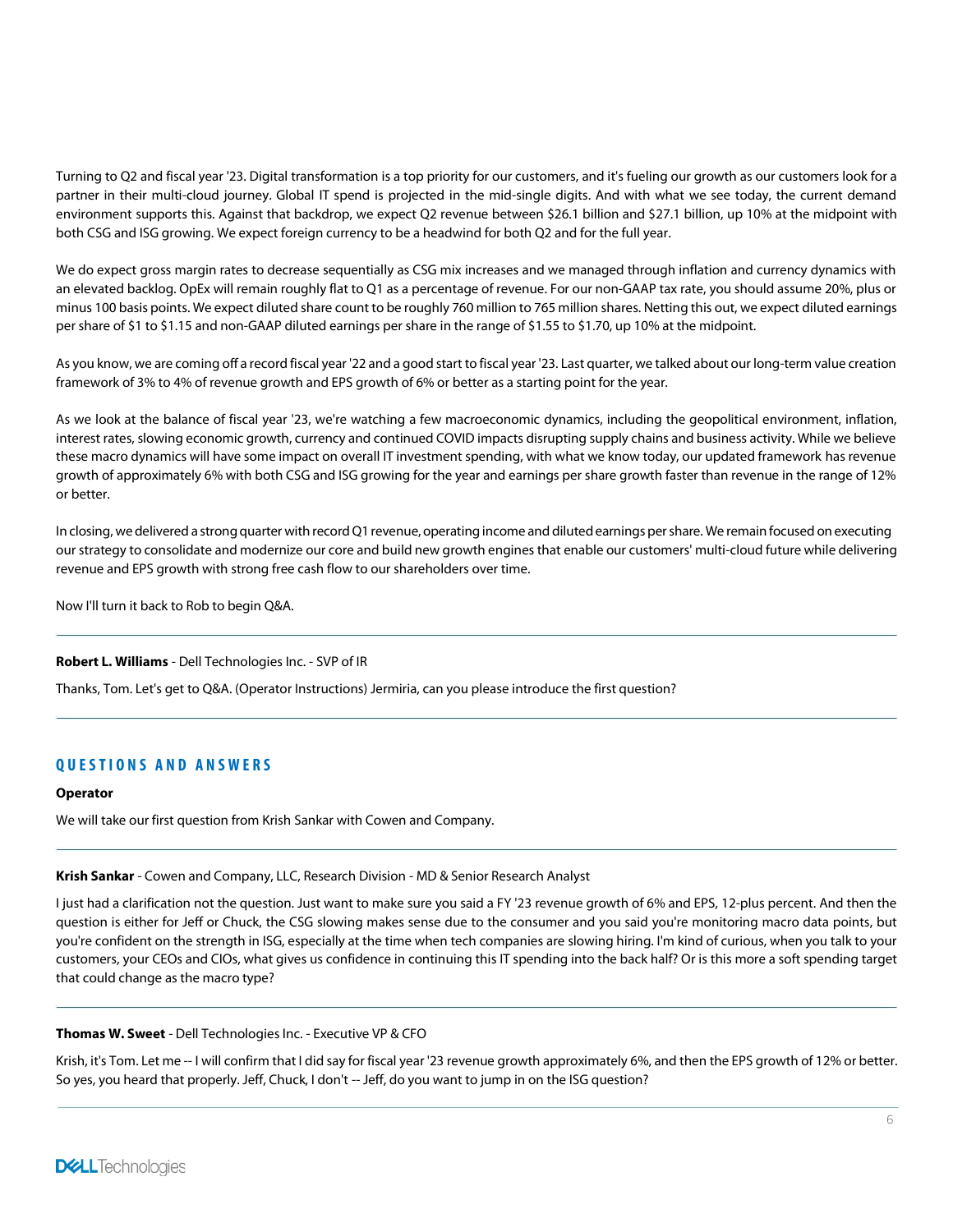Turning to Q2 and fiscal year '23. Digital transformation is a top priority for our customers, and it's fueling our growth as our customers look for a partner in their multi-cloud journey. Global IT spend is projected in the mid-single digits. And with what we see today, the current demand environment supports this. Against that backdrop, we expect Q2 revenue between $26.1 billion and $27.1 billion, up 10% at the midpoint with both CSG and ISG growing. We expect foreign currency to be a headwind for both Q2 and for the full year.

We do expect gross margin rates to decrease sequentially as CSG mix increases and we managed through inflation and currency dynamics with an elevated backlog. OpEx will remain roughly flat to Q1 as a percentage of revenue. For our non-GAAP tax rate, you should assume 20%, plus or minus 100 basis points. We expect diluted share count to be roughly 760 million to 765 million shares. Netting this out, we expect diluted earnings per share of $1 to $1.15 and non-GAAP diluted earnings per share in the range of $1.55 to $1.70, up 10% at the midpoint.

As you know, we are coming off a record fiscal year '22 and a good start to fiscal year '23. Last quarter, we talked about our long-term value creation framework of 3% to 4% of revenue growth and EPS growth of 6% or better as a starting point for the year.

As we look at the balance of fiscal year '23, we're watching a few macroeconomic dynamics, including the geopolitical environment, inflation, interest rates, slowing economic growth, currency and continued COVID impacts disrupting supply chains and business activity. While we believe these macro dynamics will have some impact on overall IT investment spending, with what we know today, our updated framework has revenue growth of approximately 6% with both CSG and ISG growing for the year and earnings per share growth faster than revenue in the range of 12% or better.

In closing, we delivered a strong quarter with record Q1 revenue, operating income and diluted earnings per share. We remain focused on executing our strategy to consolidate and modernize our core and build new growth engines that enable our customers' multi-cloud future while delivering revenue and EPS growth with strong free cash flow to our shareholders over time.

Now I'll turn it back to Rob to begin Q&A.

---

**Robert L. Williams** - Dell Technologies Inc. - SVP of IR

Thanks, Tom. Let's get to Q&A. (Operator Instructions) Jermiria, can you please introduce the first question?

---

## QUESTIONS AND ANSWERS

**Operator**

We will take our first question from Krish Sankar with Cowen and Company.

---

**Krish Sankar** - Cowen and Company, LLC, Research Division - MD & Senior Research Analyst

I just had a clarification not the question. Just want to make sure you said a FY '23 revenue growth of 6% and EPS, 12-plus percent. And then the question is either for Jeff or Chuck, the CSG slowing makes sense due to the consumer and you said you're monitoring macro data points, but you're confident on the strength in ISG, especially at the time when tech companies are slowing hiring. I'm kind of curious, when you talk to your customers, your CEOs and CIOs, what gives us confidence in continuing this IT spending into the back half? Or is this more a soft spending target that could change as the macro type?

---

**Thomas W. Sweet** - Dell Technologies Inc. - Executive VP & CFO

Krish, it's Tom. Let me -- I will confirm that I did say for fiscal year '23 revenue growth approximately 6%, and then the EPS growth of 12% or better. So yes, you heard that properly. Jeff, Chuck, I don't -- Jeff, do you want to jump in on the ISG question?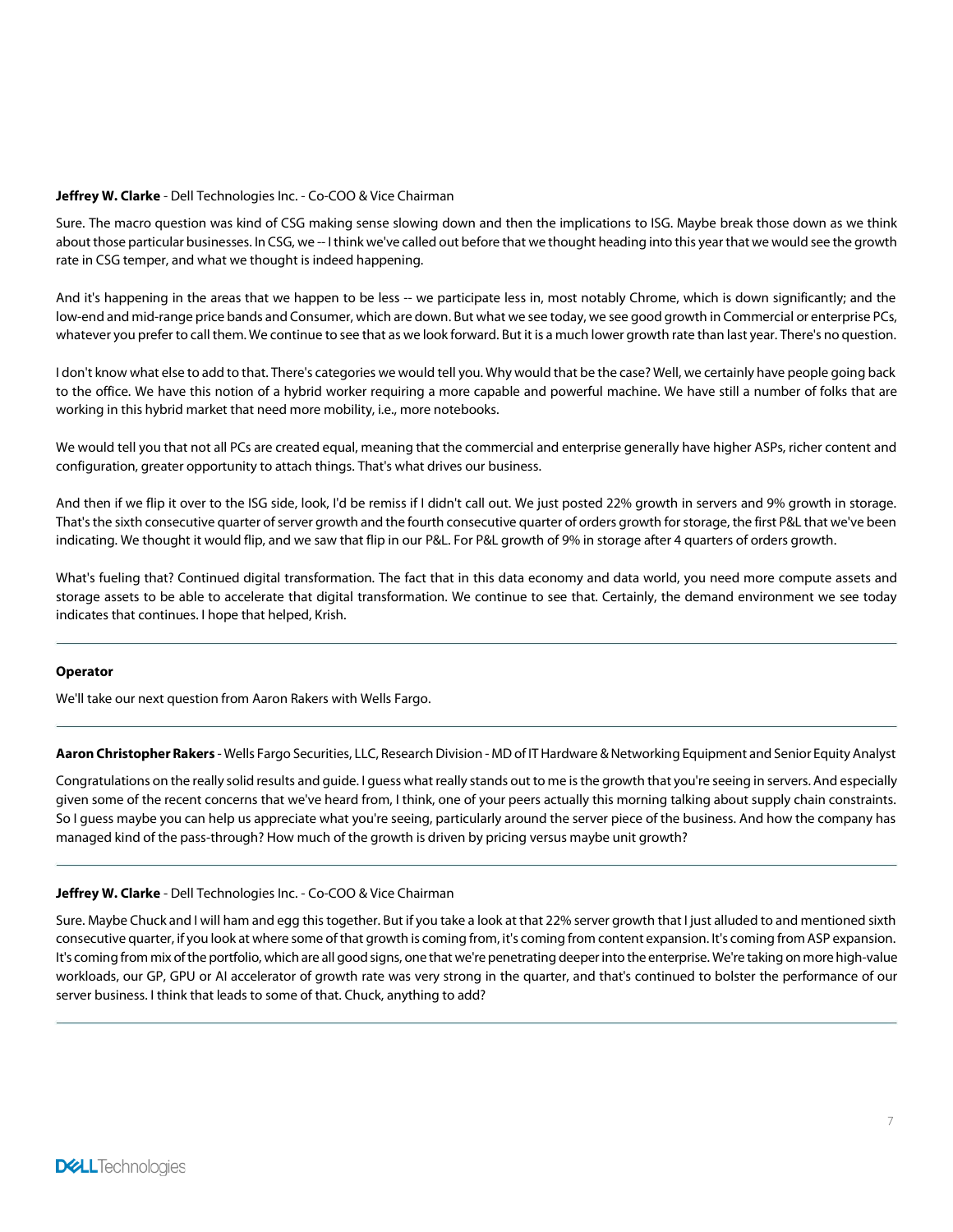**Jeffrey W. Clarke** - Dell Technologies Inc. - Co-COO & Vice Chairman

Sure. The macro question was kind of CSG making sense slowing down and then the implications to ISG. Maybe break those down as we think about those particular businesses. In CSG, we -- I think we've called out before that we thought heading into this year that we would see the growth rate in CSG temper, and what we thought is indeed happening.

And it's happening in the areas that we happen to be less -- we participate less in, most notably Chrome, which is down significantly; and the low-end and mid-range price bands and Consumer, which are down. But what we see today, we see good growth in Commercial or enterprise PCs, whatever you prefer to call them. We continue to see that as we look forward. But it is a much lower growth rate than last year. There's no question.

I don't know what else to add to that. There's categories we would tell you. Why would that be the case? Well, we certainly have people going back to the office. We have this notion of a hybrid worker requiring a more capable and powerful machine. We have still a number of folks that are working in this hybrid market that need more mobility, i.e., more notebooks.

We would tell you that not all PCs are created equal, meaning that the commercial and enterprise generally have higher ASPs, richer content and configuration, greater opportunity to attach things. That's what drives our business.

And then if we flip it over to the ISG side, look, I'd be remiss if I didn't call out. We just posted 22% growth in servers and 9% growth in storage. That's the sixth consecutive quarter of server growth and the fourth consecutive quarter of orders growth for storage, the first P&L that we've been indicating. We thought it would flip, and we saw that flip in our P&L. For P&L growth of 9% in storage after 4 quarters of orders growth.

What's fueling that? Continued digital transformation. The fact that in this data economy and data world, you need more compute assets and storage assets to be able to accelerate that digital transformation. We continue to see that. Certainly, the demand environment we see today indicates that continues. I hope that helped, Krish.

---

**Operator**

We'll take our next question from Aaron Rakers with Wells Fargo.

---

**Aaron Christopher Rakers** - Wells Fargo Securities, LLC, Research Division - MD of IT Hardware & Networking Equipment and Senior Equity Analyst

Congratulations on the really solid results and guide. I guess what really stands out to me is the growth that you're seeing in servers. And especially given some of the recent concerns that we've heard from, I think, one of your peers actually this morning talking about supply chain constraints. So I guess maybe you can help us appreciate what you're seeing, particularly around the server piece of the business. And how the company has managed kind of the pass-through? How much of the growth is driven by pricing versus maybe unit growth?

---

**Jeffrey W. Clarke** - Dell Technologies Inc. - Co-COO & Vice Chairman

Sure. Maybe Chuck and I will ham and egg this together. But if you take a look at that 22% server growth that I just alluded to and mentioned sixth consecutive quarter, if you look at where some of that growth is coming from, it's coming from content expansion. It's coming from ASP expansion. It's coming from mix of the portfolio, which are all good signs, one that we're penetrating deeper into the enterprise. We're taking on more high-value workloads, our GP, GPU or AI accelerator of growth rate was very strong in the quarter, and that's continued to bolster the performance of our server business. I think that leads to some of that. Chuck, anything to add?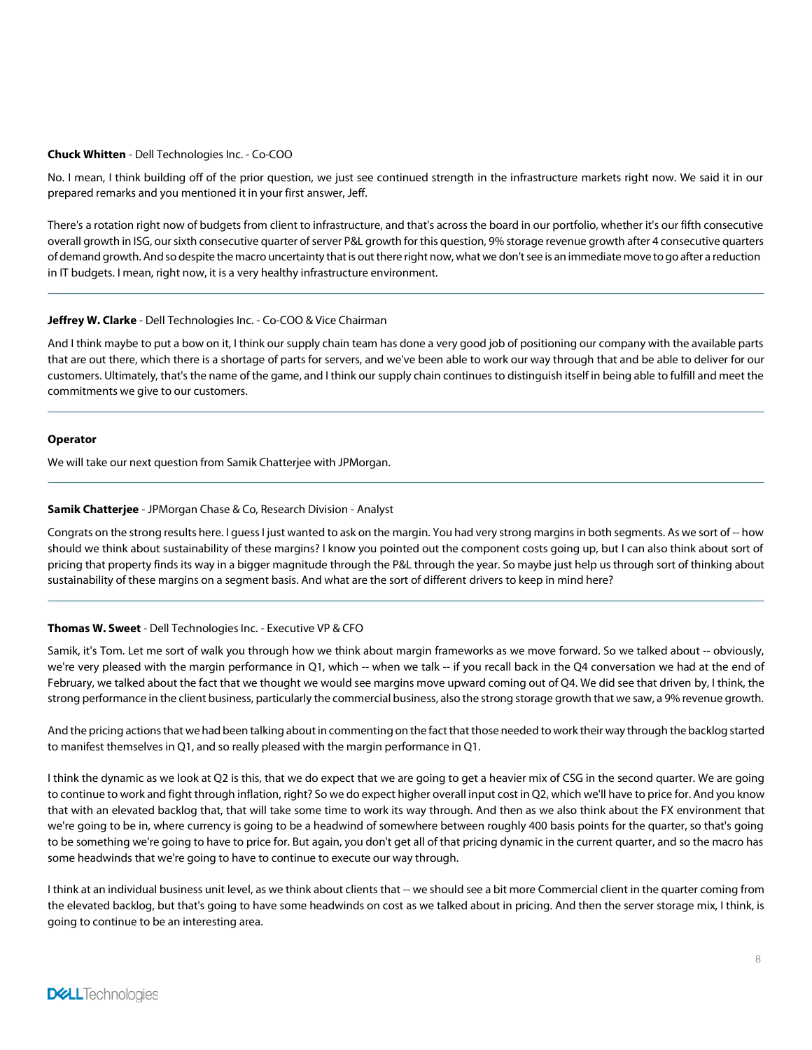**Chuck Whitten** - Dell Technologies Inc. - Co-COO

No. I mean, I think building off of the prior question, we just see continued strength in the infrastructure markets right now. We said it in our prepared remarks and you mentioned it in your first answer, Jeff.

There's a rotation right now of budgets from client to infrastructure, and that's across the board in our portfolio, whether it's our fifth consecutive overall growth in ISG, our sixth consecutive quarter of server P&L growth for this question, 9% storage revenue growth after 4 consecutive quarters of demand growth. And so despite the macro uncertainty that is out there right now, what we don't see is an immediate move to go after a reduction in IT budgets. I mean, right now, it is a very healthy infrastructure environment.

---

**Jeffrey W. Clarke** - Dell Technologies Inc. - Co-COO & Vice Chairman

And I think maybe to put a bow on it, I think our supply chain team has done a very good job of positioning our company with the available parts that are out there, which there is a shortage of parts for servers, and we've been able to work our way through that and be able to deliver for our customers. Ultimately, that's the name of the game, and I think our supply chain continues to distinguish itself in being able to fulfill and meet the commitments we give to our customers.

---

**Operator**

We will take our next question from Samik Chatterjee with JPMorgan.

---

**Samik Chatterjee** - JPMorgan Chase & Co, Research Division - Analyst

Congrats on the strong results here. I guess I just wanted to ask on the margin. You had very strong margins in both segments. As we sort of -- how should we think about sustainability of these margins? I know you pointed out the component costs going up, but I can also think about sort of pricing that property finds its way in a bigger magnitude through the P&L through the year. So maybe just help us through sort of thinking about sustainability of these margins on a segment basis. And what are the sort of different drivers to keep in mind here?

---

**Thomas W. Sweet** - Dell Technologies Inc. - Executive VP & CFO

Samik, it's Tom. Let me sort of walk you through how we think about margin frameworks as we move forward. So we talked about -- obviously, we're very pleased with the margin performance in Q1, which -- when we talk -- if you recall back in the Q4 conversation we had at the end of February, we talked about the fact that we thought we would see margins move upward coming out of Q4. We did see that driven by, I think, the strong performance in the client business, particularly the commercial business, also the strong storage growth that we saw, a 9% revenue growth.

And the pricing actions that we had been talking about in commenting on the fact that those needed to work their way through the backlog started to manifest themselves in Q1, and so really pleased with the margin performance in Q1.

I think the dynamic as we look at Q2 is this, that we do expect that we are going to get a heavier mix of CSG in the second quarter. We are going to continue to work and fight through inflation, right? So we do expect higher overall input cost in Q2, which we'll have to price for. And you know that with an elevated backlog that, that will take some time to work its way through. And then as we also think about the FX environment that we're going to be in, where currency is going to be a headwind of somewhere between roughly 400 basis points for the quarter, so that's going to be something we're going to have to price for. But again, you don't get all of that pricing dynamic in the current quarter, and so the macro has some headwinds that we're going to have to continue to execute our way through.

I think at an individual business unit level, as we think about clients that -- we should see a bit more Commercial client in the quarter coming from the elevated backlog, but that's going to have some headwinds on cost as we talked about in pricing. And then the server storage mix, I think, is going to continue to be an interesting area.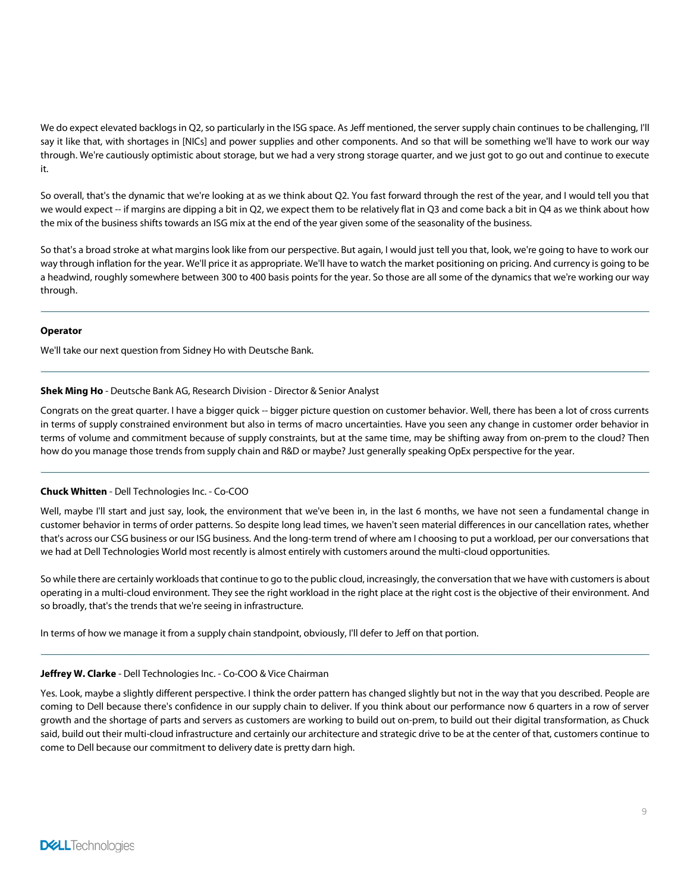We do expect elevated backlogs in Q2, so particularly in the ISG space. As Jeff mentioned, the server supply chain continues to be challenging, I'll say it like that, with shortages in [NICs] and power supplies and other components. And so that will be something we'll have to work our way through. We're cautiously optimistic about storage, but we had a very strong storage quarter, and we just got to go out and continue to execute it.

So overall, that's the dynamic that we're looking at as we think about Q2. You fast forward through the rest of the year, and I would tell you that we would expect -- if margins are dipping a bit in Q2, we expect them to be relatively flat in Q3 and come back a bit in Q4 as we think about how the mix of the business shifts towards an ISG mix at the end of the year given some of the seasonality of the business.

So that's a broad stroke at what margins look like from our perspective. But again, I would just tell you that, look, we're going to have to work our way through inflation for the year. We'll price it as appropriate. We'll have to watch the market positioning on pricing. And currency is going to be a headwind, roughly somewhere between 300 to 400 basis points for the year. So those are all some of the dynamics that we're working our way through.

---

**Operator**

We'll take our next question from Sidney Ho with Deutsche Bank.

---

**Shek Ming Ho** - Deutsche Bank AG, Research Division - Director & Senior Analyst

Congrats on the great quarter. I have a bigger quick -- bigger picture question on customer behavior. Well, there has been a lot of cross currents in terms of supply constrained environment but also in terms of macro uncertainties. Have you seen any change in customer order behavior in terms of volume and commitment because of supply constraints, but at the same time, may be shifting away from on-prem to the cloud? Then how do you manage those trends from supply chain and R&D or maybe? Just generally speaking OpEx perspective for the year.

---

**Chuck Whitten** - Dell Technologies Inc. - Co-COO

Well, maybe I'll start and just say, look, the environment that we've been in, in the last 6 months, we have not seen a fundamental change in customer behavior in terms of order patterns. So despite long lead times, we haven't seen material differences in our cancellation rates, whether that's across our CSG business or our ISG business. And the long-term trend of where am I choosing to put a workload, per our conversations that we had at Dell Technologies World most recently is almost entirely with customers around the multi-cloud opportunities.

So while there are certainly workloads that continue to go to the public cloud, increasingly, the conversation that we have with customers is about operating in a multi-cloud environment. They see the right workload in the right place at the right cost is the objective of their environment. And so broadly, that's the trends that we're seeing in infrastructure.

In terms of how we manage it from a supply chain standpoint, obviously, I'll defer to Jeff on that portion.

---

**Jeffrey W. Clarke** - Dell Technologies Inc. - Co-COO & Vice Chairman

Yes. Look, maybe a slightly different perspective. I think the order pattern has changed slightly but not in the way that you described. People are coming to Dell because there's confidence in our supply chain to deliver. If you think about our performance now 6 quarters in a row of server growth and the shortage of parts and servers as customers are working to build out on-prem, to build out their digital transformation, as Chuck said, build out their multi-cloud infrastructure and certainly our architecture and strategic drive to be at the center of that, customers continue to come to Dell because our commitment to delivery date is pretty darn high.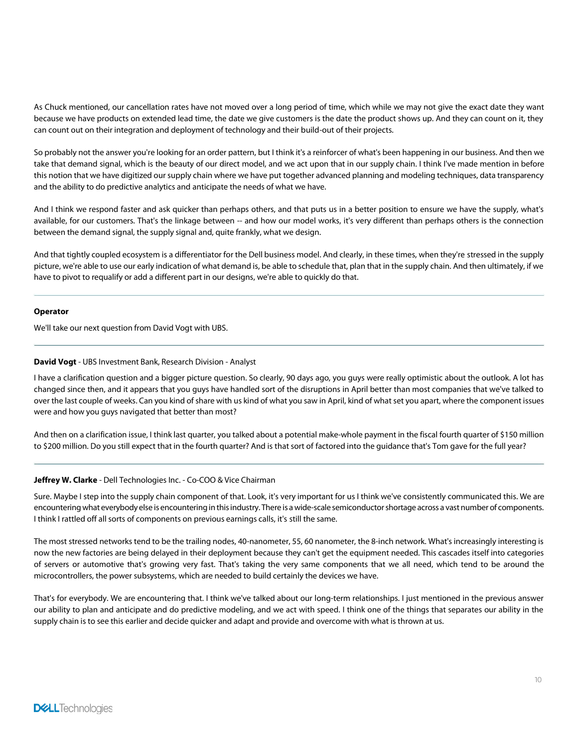As Chuck mentioned, our cancellation rates have not moved over a long period of time, which while we may not give the exact date they want because we have products on extended lead time, the date we give customers is the date the product shows up. And they can count on it, they can count out on their integration and deployment of technology and their build-out of their projects.

So probably not the answer you're looking for an order pattern, but I think it's a reinforcer of what's been happening in our business. And then we take that demand signal, which is the beauty of our direct model, and we act upon that in our supply chain. I think I've made mention in before this notion that we have digitized our supply chain where we have put together advanced planning and modeling techniques, data transparency and the ability to do predictive analytics and anticipate the needs of what we have.

And I think we respond faster and ask quicker than perhaps others, and that puts us in a better position to ensure we have the supply, what's available, for our customers. That's the linkage between -- and how our model works, it's very different than perhaps others is the connection between the demand signal, the supply signal and, quite frankly, what we design.

And that tightly coupled ecosystem is a differentiator for the Dell business model. And clearly, in these times, when they're stressed in the supply picture, we're able to use our early indication of what demand is, be able to schedule that, plan that in the supply chain. And then ultimately, if we have to pivot to requalify or add a different part in our designs, we're able to quickly do that.

---

**Operator**

We'll take our next question from David Vogt with UBS.

---

**David Vogt** - UBS Investment Bank, Research Division - Analyst

I have a clarification question and a bigger picture question. So clearly, 90 days ago, you guys were really optimistic about the outlook. A lot has changed since then, and it appears that you guys have handled sort of the disruptions in April better than most companies that we've talked to over the last couple of weeks. Can you kind of share with us kind of what you saw in April, kind of what set you apart, where the component issues were and how you guys navigated that better than most?

And then on a clarification issue, I think last quarter, you talked about a potential make-whole payment in the fiscal fourth quarter of $150 million to $200 million. Do you still expect that in the fourth quarter? And is that sort of factored into the guidance that's Tom gave for the full year?

---

**Jeffrey W. Clarke** - Dell Technologies Inc. - Co-COO & Vice Chairman

Sure. Maybe I step into the supply chain component of that. Look, it's very important for us I think we've consistently communicated this. We are encountering what everybody else is encountering in this industry. There is a wide-scale semiconductor shortage across a vast number of components. I think I rattled off all sorts of components on previous earnings calls, it's still the same.

The most stressed networks tend to be the trailing nodes, 40-nanometer, 55, 60 nanometer, the 8-inch network. What's increasingly interesting is now the new factories are being delayed in their deployment because they can't get the equipment needed. This cascades itself into categories of servers or automotive that's growing very fast. That's taking the very same components that we all need, which tend to be around the microcontrollers, the power subsystems, which are needed to build certainly the devices we have.

That's for everybody. We are encountering that. I think we've talked about our long-term relationships. I just mentioned in the previous answer our ability to plan and anticipate and do predictive modeling, and we act with speed. I think one of the things that separates our ability in the supply chain is to see this earlier and decide quicker and adapt and provide and overcome with what is thrown at us.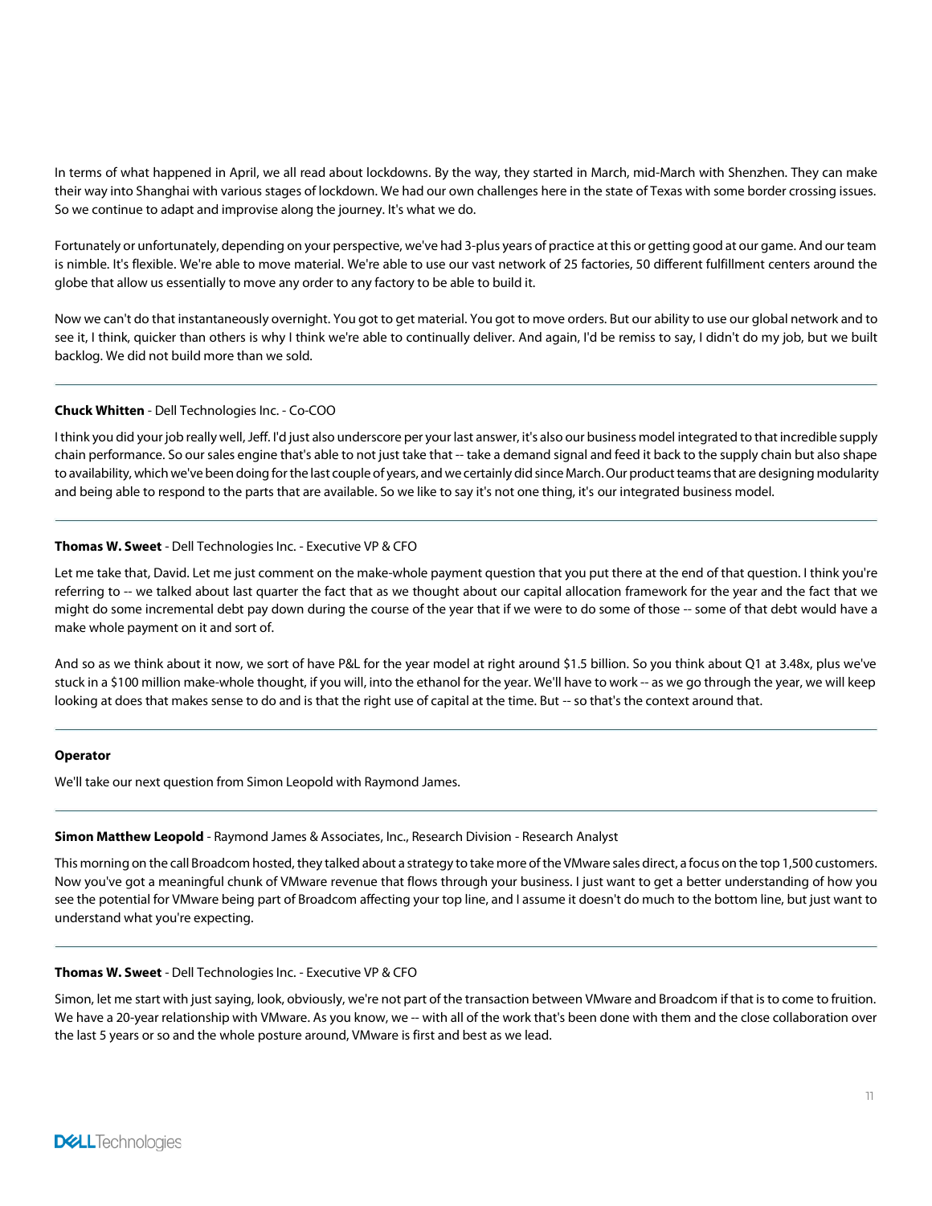In terms of what happened in April, we all read about lockdowns. By the way, they started in March, mid-March with Shenzhen. They can make their way into Shanghai with various stages of lockdown. We had our own challenges here in the state of Texas with some border crossing issues. So we continue to adapt and improvise along the journey. It's what we do.

Fortunately or unfortunately, depending on your perspective, we've had 3-plus years of practice at this or getting good at our game. And our team is nimble. It's flexible. We're able to move material. We're able to use our vast network of 25 factories, 50 different fulfillment centers around the globe that allow us essentially to move any order to any factory to be able to build it.

Now we can't do that instantaneously overnight. You got to get material. You got to move orders. But our ability to use our global network and to see it, I think, quicker than others is why I think we're able to continually deliver. And again, I'd be remiss to say, I didn't do my job, but we built backlog. We did not build more than we sold.

---

**Chuck Whitten** - Dell Technologies Inc. - Co-COO

I think you did your job really well, Jeff. I'd just also underscore per your last answer, it's also our business model integrated to that incredible supply chain performance. So our sales engine that's able to not just take that -- take a demand signal and feed it back to the supply chain but also shape to availability, which we've been doing for the last couple of years, and we certainly did since March. Our product teams that are designing modularity and being able to respond to the parts that are available. So we like to say it's not one thing, it's our integrated business model.

---

**Thomas W. Sweet** - Dell Technologies Inc. - Executive VP & CFO

Let me take that, David. Let me just comment on the make-whole payment question that you put there at the end of that question. I think you're referring to -- we talked about last quarter the fact that as we thought about our capital allocation framework for the year and the fact that we might do some incremental debt pay down during the course of the year that if we were to do some of those -- some of that debt would have a make whole payment on it and sort of.

And so as we think about it now, we sort of have P&L for the year model at right around $1.5 billion. So you think about Q1 at 3.48x, plus we've stuck in a $100 million make-whole thought, if you will, into the ethanol for the year. We'll have to work -- as we go through the year, we will keep looking at does that makes sense to do and is that the right use of capital at the time. But -- so that's the context around that.

---

**Operator**

We'll take our next question from Simon Leopold with Raymond James.

---

**Simon Matthew Leopold** - Raymond James & Associates, Inc., Research Division - Research Analyst

This morning on the call Broadcom hosted, they talked about a strategy to take more of the VMware sales direct, a focus on the top 1,500 customers. Now you've got a meaningful chunk of VMware revenue that flows through your business. I just want to get a better understanding of how you see the potential for VMware being part of Broadcom affecting your top line, and I assume it doesn't do much to the bottom line, but just want to understand what you're expecting.

---

**Thomas W. Sweet** - Dell Technologies Inc. - Executive VP & CFO

Simon, let me start with just saying, look, obviously, we're not part of the transaction between VMware and Broadcom if that is to come to fruition. We have a 20-year relationship with VMware. As you know, we -- with all of the work that's been done with them and the close collaboration over the last 5 years or so and the whole posture around, VMware is first and best as we lead.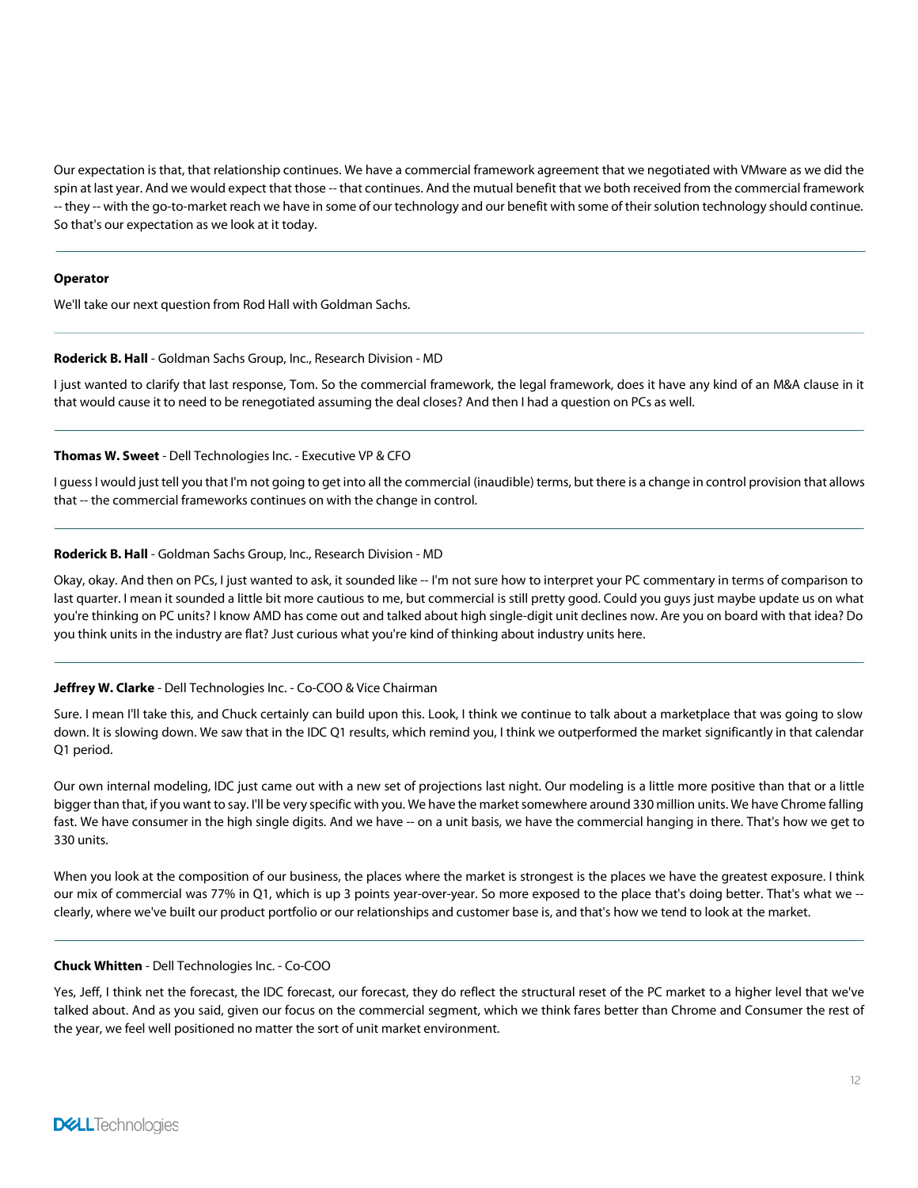Our expectation is that, that relationship continues. We have a commercial framework agreement that we negotiated with VMware as we did the spin at last year. And we would expect that those -- that continues. And the mutual benefit that we both received from the commercial framework -- they -- with the go-to-market reach we have in some of our technology and our benefit with some of their solution technology should continue. So that's our expectation as we look at it today.

---

**Operator**

We'll take our next question from Rod Hall with Goldman Sachs.

---

**Roderick B. Hall** - Goldman Sachs Group, Inc., Research Division - MD

I just wanted to clarify that last response, Tom. So the commercial framework, the legal framework, does it have any kind of an M&A clause in it that would cause it to need to be renegotiated assuming the deal closes? And then I had a question on PCs as well.

---

**Thomas W. Sweet** - Dell Technologies Inc. - Executive VP & CFO

I guess I would just tell you that I'm not going to get into all the commercial (inaudible) terms, but there is a change in control provision that allows that -- the commercial frameworks continues on with the change in control.

---

**Roderick B. Hall** - Goldman Sachs Group, Inc., Research Division - MD

Okay, okay. And then on PCs, I just wanted to ask, it sounded like -- I'm not sure how to interpret your PC commentary in terms of comparison to last quarter. I mean it sounded a little bit more cautious to me, but commercial is still pretty good. Could you guys just maybe update us on what you're thinking on PC units? I know AMD has come out and talked about high single-digit unit declines now. Are you on board with that idea? Do you think units in the industry are flat? Just curious what you're kind of thinking about industry units here.

---

**Jeffrey W. Clarke** - Dell Technologies Inc. - Co-COO & Vice Chairman

Sure. I mean I'll take this, and Chuck certainly can build upon this. Look, I think we continue to talk about a marketplace that was going to slow down. It is slowing down. We saw that in the IDC Q1 results, which remind you, I think we outperformed the market significantly in that calendar Q1 period.

Our own internal modeling, IDC just came out with a new set of projections last night. Our modeling is a little more positive than that or a little bigger than that, if you want to say. I'll be very specific with you. We have the market somewhere around 330 million units. We have Chrome falling fast. We have consumer in the high single digits. And we have -- on a unit basis, we have the commercial hanging in there. That's how we get to 330 units.

When you look at the composition of our business, the places where the market is strongest is the places we have the greatest exposure. I think our mix of commercial was 77% in Q1, which is up 3 points year-over-year. So more exposed to the place that's doing better. That's what we -- clearly, where we've built our product portfolio or our relationships and customer base is, and that's how we tend to look at the market.

---

**Chuck Whitten** - Dell Technologies Inc. - Co-COO

Yes, Jeff, I think net the forecast, the IDC forecast, our forecast, they do reflect the structural reset of the PC market to a higher level that we've talked about. And as you said, given our focus on the commercial segment, which we think fares better than Chrome and Consumer the rest of the year, we feel well positioned no matter the sort of unit market environment.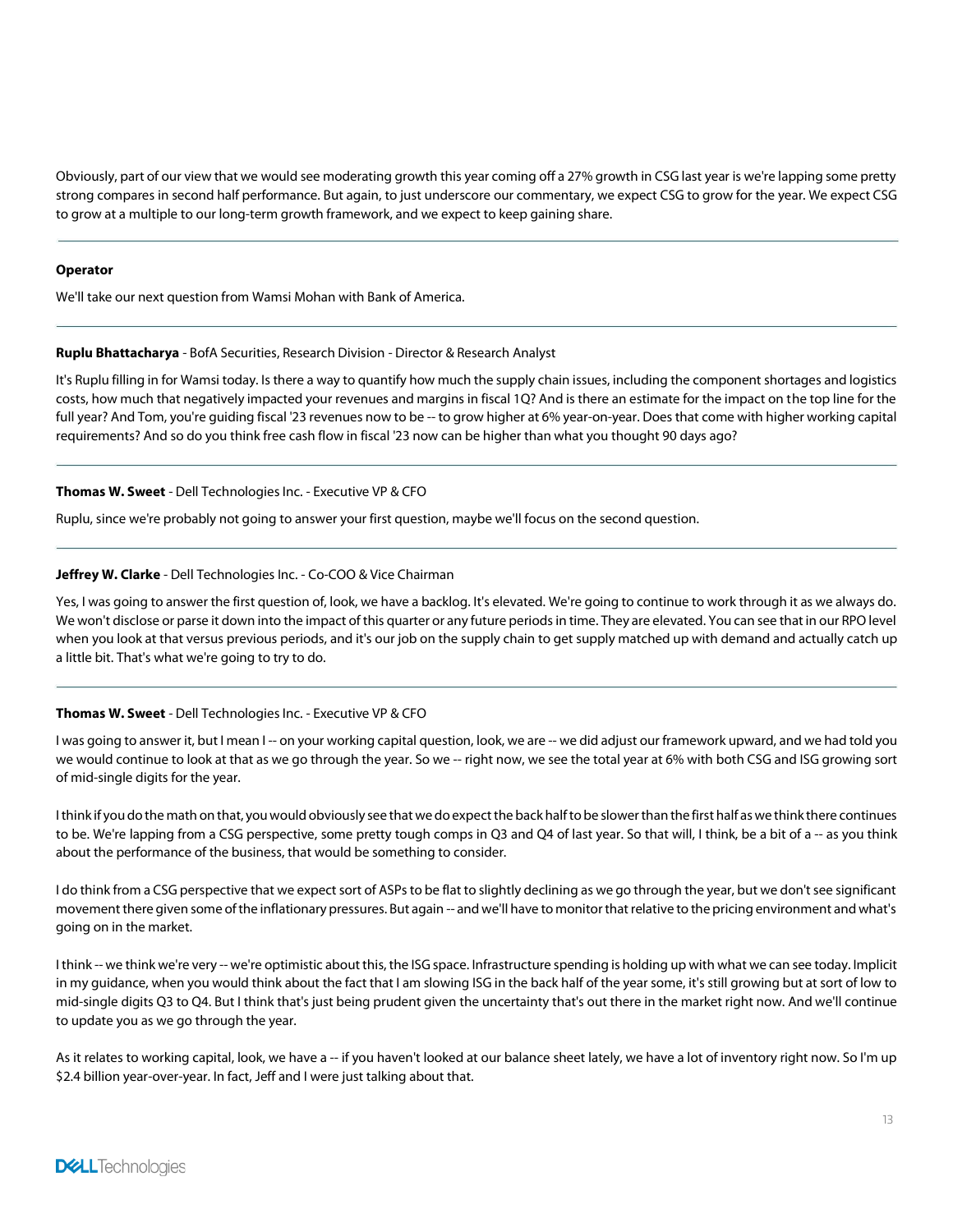Obviously, part of our view that we would see moderating growth this year coming off a 27% growth in CSG last year is we're lapping some pretty strong compares in second half performance. But again, to just underscore our commentary, we expect CSG to grow for the year. We expect CSG to grow at a multiple to our long-term growth framework, and we expect to keep gaining share.

---

**Operator**

We'll take our next question from Wamsi Mohan with Bank of America.

---

**Ruplu Bhattacharya** - BofA Securities, Research Division - Director & Research Analyst

It's Ruplu filling in for Wamsi today. Is there a way to quantify how much the supply chain issues, including the component shortages and logistics costs, how much that negatively impacted your revenues and margins in fiscal 1Q? And is there an estimate for the impact on the top line for the full year? And Tom, you're guiding fiscal '23 revenues now to be -- to grow higher at 6% year-on-year. Does that come with higher working capital requirements? And so do you think free cash flow in fiscal '23 now can be higher than what you thought 90 days ago?

---

**Thomas W. Sweet** - Dell Technologies Inc. - Executive VP & CFO

Ruplu, since we're probably not going to answer your first question, maybe we'll focus on the second question.

---

**Jeffrey W. Clarke** - Dell Technologies Inc. - Co-COO & Vice Chairman

Yes, I was going to answer the first question of, look, we have a backlog. It's elevated. We're going to continue to work through it as we always do. We won't disclose or parse it down into the impact of this quarter or any future periods in time. They are elevated. You can see that in our RPO level when you look at that versus previous periods, and it's our job on the supply chain to get supply matched up with demand and actually catch up a little bit. That's what we're going to try to do.

---

**Thomas W. Sweet** - Dell Technologies Inc. - Executive VP & CFO

I was going to answer it, but I mean I -- on your working capital question, look, we are -- we did adjust our framework upward, and we had told you we would continue to look at that as we go through the year. So we -- right now, we see the total year at 6% with both CSG and ISG growing sort of mid-single digits for the year.

I think if you do the math on that, you would obviously see that we do expect the back half to be slower than the first half as we think there continues to be. We're lapping from a CSG perspective, some pretty tough comps in Q3 and Q4 of last year. So that will, I think, be a bit of a -- as you think about the performance of the business, that would be something to consider.

I do think from a CSG perspective that we expect sort of ASPs to be flat to slightly declining as we go through the year, but we don't see significant movement there given some of the inflationary pressures. But again -- and we'll have to monitor that relative to the pricing environment and what's going on in the market.

I think -- we think we're very -- we're optimistic about this, the ISG space. Infrastructure spending is holding up with what we can see today. Implicit in my guidance, when you would think about the fact that I am slowing ISG in the back half of the year some, it's still growing but at sort of low to mid-single digits Q3 to Q4. But I think that's just being prudent given the uncertainty that's out there in the market right now. And we'll continue to update you as we go through the year.

As it relates to working capital, look, we have a -- if you haven't looked at our balance sheet lately, we have a lot of inventory right now. So I'm up $2.4 billion year-over-year. In fact, Jeff and I were just talking about that.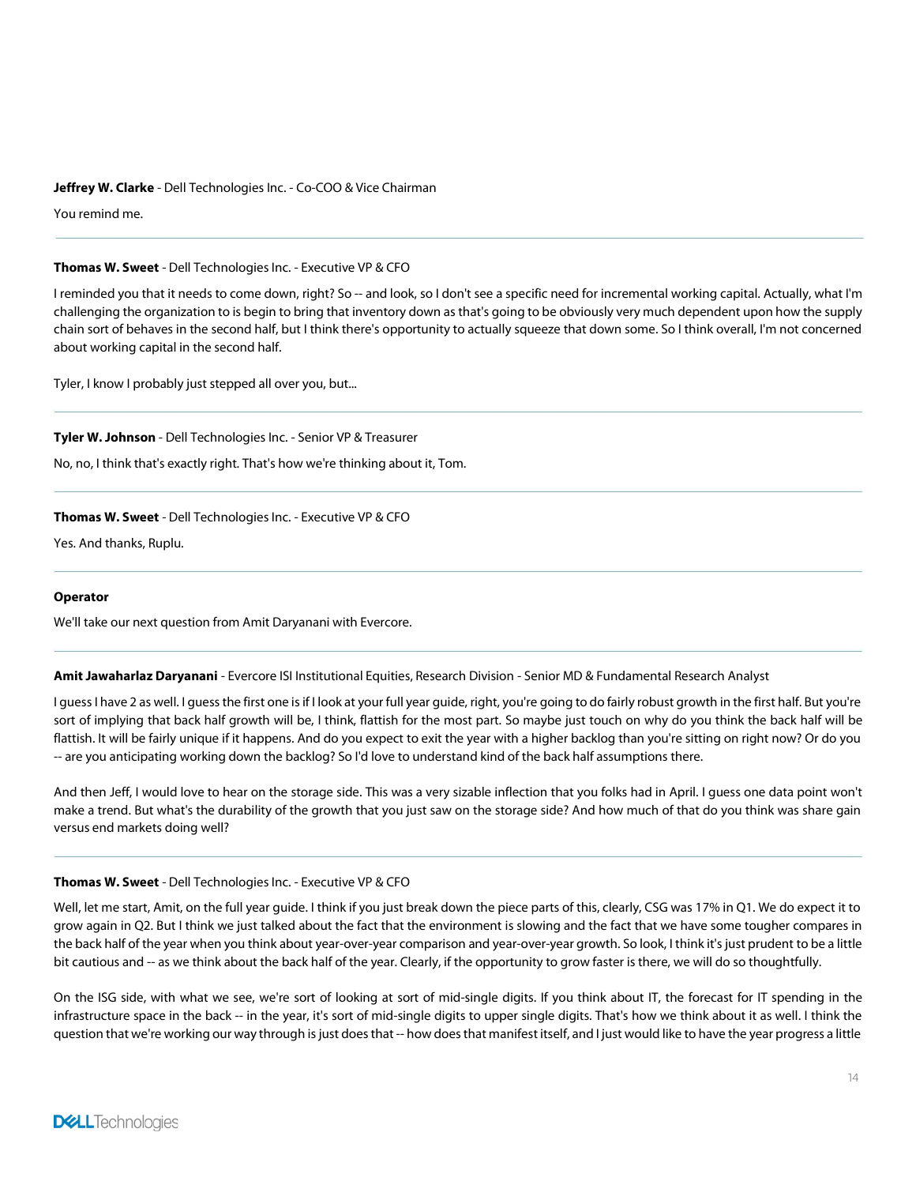**Jeffrey W. Clarke** - Dell Technologies Inc. - Co-COO & Vice Chairman

You remind me.

---

**Thomas W. Sweet** - Dell Technologies Inc. - Executive VP & CFO

I reminded you that it needs to come down, right? So -- and look, so I don't see a specific need for incremental working capital. Actually, what I'm challenging the organization to is begin to bring that inventory down as that's going to be obviously very much dependent upon how the supply chain sort of behaves in the second half, but I think there's opportunity to actually squeeze that down some. So I think overall, I'm not concerned about working capital in the second half.

Tyler, I know I probably just stepped all over you, but...

---

**Tyler W. Johnson** - Dell Technologies Inc. - Senior VP & Treasurer

No, no, I think that's exactly right. That's how we're thinking about it, Tom.

---

**Thomas W. Sweet** - Dell Technologies Inc. - Executive VP & CFO

Yes. And thanks, Ruplu.

---

**Operator**

We'll take our next question from Amit Daryanani with Evercore.

---

**Amit Jawaharlaz Daryanani** - Evercore ISI Institutional Equities, Research Division - Senior MD & Fundamental Research Analyst

I guess I have 2 as well. I guess the first one is if I look at your full year guide, right, you're going to do fairly robust growth in the first half. But you're sort of implying that back half growth will be, I think, flattish for the most part. So maybe just touch on why do you think the back half will be flattish. It will be fairly unique if it happens. And do you expect to exit the year with a higher backlog than you're sitting on right now? Or do you -- are you anticipating working down the backlog? So I'd love to understand kind of the back half assumptions there.

And then Jeff, I would love to hear on the storage side. This was a very sizable inflection that you folks had in April. I guess one data point won't make a trend. But what's the durability of the growth that you just saw on the storage side? And how much of that do you think was share gain versus end markets doing well?

---

**Thomas W. Sweet** - Dell Technologies Inc. - Executive VP & CFO

Well, let me start, Amit, on the full year guide. I think if you just break down the piece parts of this, clearly, CSG was 17% in Q1. We do expect it to grow again in Q2. But I think we just talked about the fact that the environment is slowing and the fact that we have some tougher compares in the back half of the year when you think about year-over-year comparison and year-over-year growth. So look, I think it's just prudent to be a little bit cautious and -- as we think about the back half of the year. Clearly, if the opportunity to grow faster is there, we will do so thoughtfully.

On the ISG side, with what we see, we're sort of looking at sort of mid-single digits. If you think about IT, the forecast for IT spending in the infrastructure space in the back -- in the year, it's sort of mid-single digits to upper single digits. That's how we think about it as well. I think the question that we're working our way through is just does that -- how does that manifest itself, and I just would like to have the year progress a little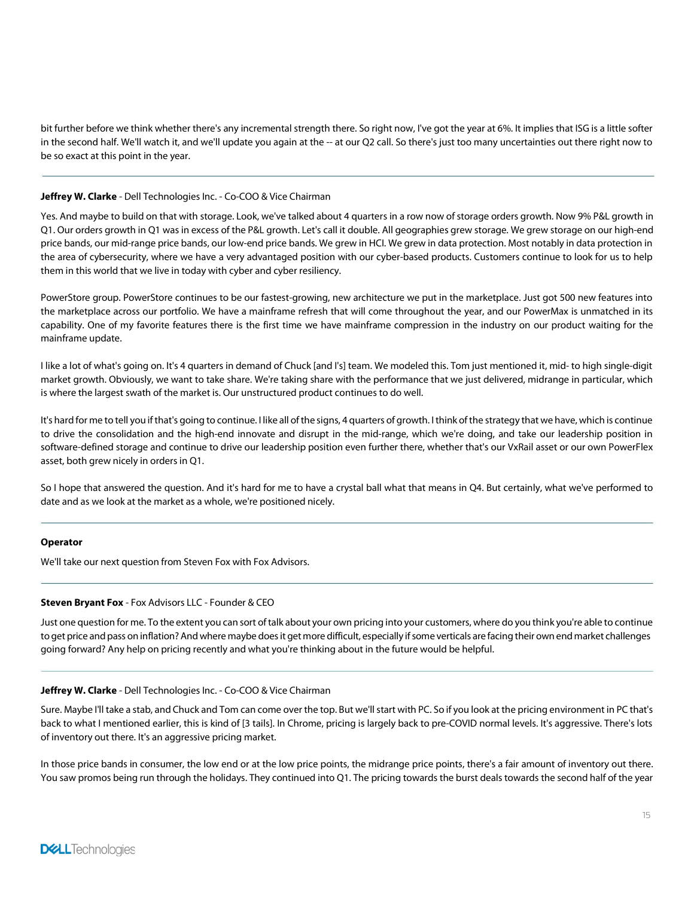bit further before we think whether there's any incremental strength there. So right now, I've got the year at 6%. It implies that ISG is a little softer in the second half. We'll watch it, and we'll update you again at the -- at our Q2 call. So there's just too many uncertainties out there right now to be so exact at this point in the year.

---

**Jeffrey W. Clarke** - Dell Technologies Inc. - Co-COO & Vice Chairman

Yes. And maybe to build on that with storage. Look, we've talked about 4 quarters in a row now of storage orders growth. Now 9% P&L growth in Q1. Our orders growth in Q1 was in excess of the P&L growth. Let's call it double. All geographies grew storage. We grew storage on our high-end price bands, our mid-range price bands, our low-end price bands. We grew in HCI. We grew in data protection. Most notably in data protection in the area of cybersecurity, where we have a very advantaged position with our cyber-based products. Customers continue to look for us to help them in this world that we live in today with cyber and cyber resiliency.

PowerStore group. PowerStore continues to be our fastest-growing, new architecture we put in the marketplace. Just got 500 new features into the marketplace across our portfolio. We have a mainframe refresh that will come throughout the year, and our PowerMax is unmatched in its capability. One of my favorite features there is the first time we have mainframe compression in the industry on our product waiting for the mainframe update.

I like a lot of what's going on. It's 4 quarters in demand of Chuck [and I's] team. We modeled this. Tom just mentioned it, mid- to high single-digit market growth. Obviously, we want to take share. We're taking share with the performance that we just delivered, midrange in particular, which is where the largest swath of the market is. Our unstructured product continues to do well.

It's hard for me to tell you if that's going to continue. I like all of the signs, 4 quarters of growth. I think of the strategy that we have, which is continue to drive the consolidation and the high-end innovate and disrupt in the mid-range, which we're doing, and take our leadership position in software-defined storage and continue to drive our leadership position even further there, whether that's our VxRail asset or our own PowerFlex asset, both grew nicely in orders in Q1.

So I hope that answered the question. And it's hard for me to have a crystal ball what that means in Q4. But certainly, what we've performed to date and as we look at the market as a whole, we're positioned nicely.

---

**Operator**

We'll take our next question from Steven Fox with Fox Advisors.

---

**Steven Bryant Fox** - Fox Advisors LLC - Founder & CEO

Just one question for me. To the extent you can sort of talk about your own pricing into your customers, where do you think you're able to continue to get price and pass on inflation? And where maybe does it get more difficult, especially if some verticals are facing their own end market challenges going forward? Any help on pricing recently and what you're thinking about in the future would be helpful.

---

**Jeffrey W. Clarke** - Dell Technologies Inc. - Co-COO & Vice Chairman

Sure. Maybe I'll take a stab, and Chuck and Tom can come over the top. But we'll start with PC. So if you look at the pricing environment in PC that's back to what I mentioned earlier, this is kind of [3 tails]. In Chrome, pricing is largely back to pre-COVID normal levels. It's aggressive. There's lots of inventory out there. It's an aggressive pricing market.

In those price bands in consumer, the low end or at the low price points, the midrange price points, there's a fair amount of inventory out there. You saw promos being run through the holidays. They continued into Q1. The pricing towards the burst deals towards the second half of the year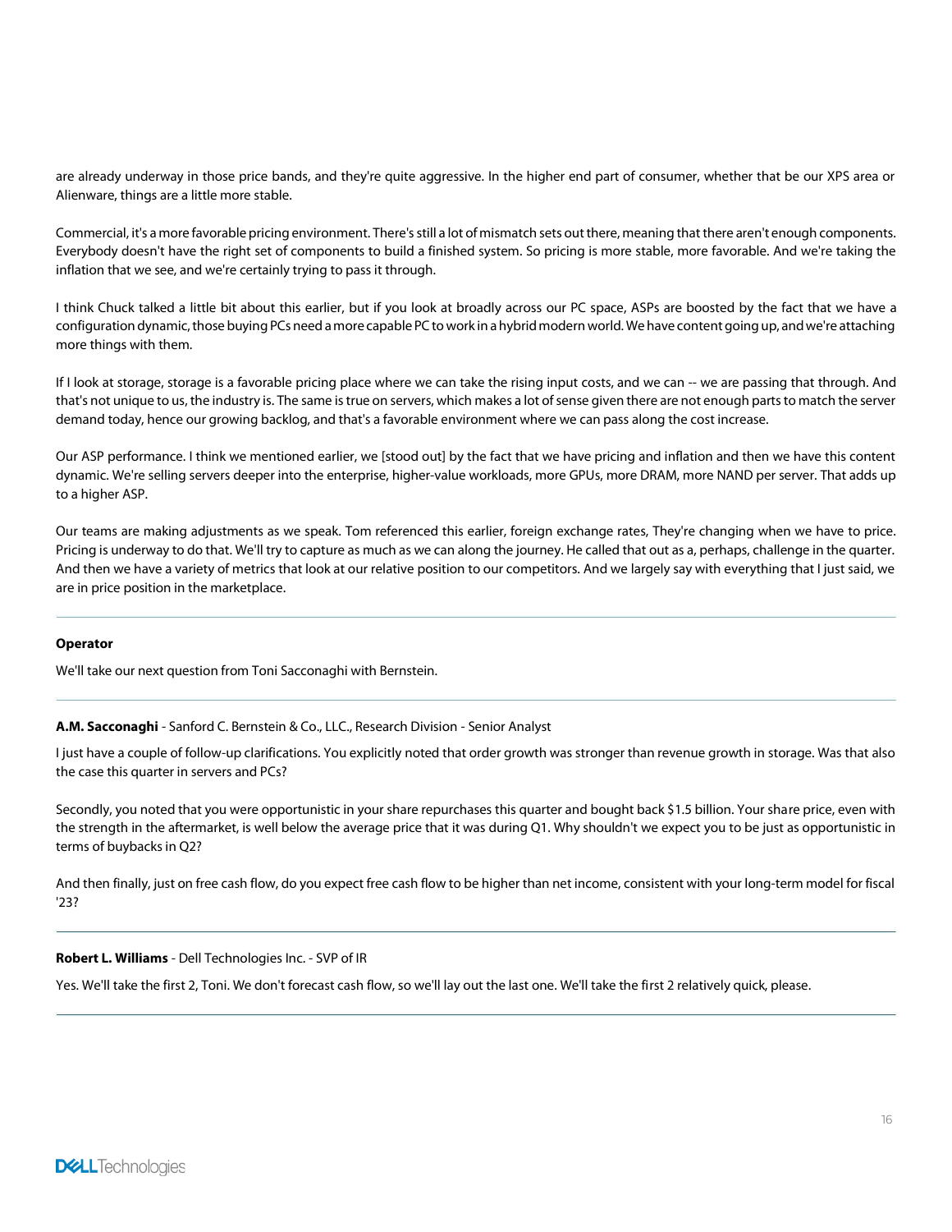are already underway in those price bands, and they're quite aggressive. In the higher end part of consumer, whether that be our XPS area or Alienware, things are a little more stable.

Commercial, it's a more favorable pricing environment. There's still a lot of mismatch sets out there, meaning that there aren't enough components. Everybody doesn't have the right set of components to build a finished system. So pricing is more stable, more favorable. And we're taking the inflation that we see, and we're certainly trying to pass it through.

I think Chuck talked a little bit about this earlier, but if you look at broadly across our PC space, ASPs are boosted by the fact that we have a configuration dynamic, those buying PCs need a more capable PC to work in a hybrid modern world. We have content going up, and we're attaching more things with them.

If I look at storage, storage is a favorable pricing place where we can take the rising input costs, and we can -- we are passing that through. And that's not unique to us, the industry is. The same is true on servers, which makes a lot of sense given there are not enough parts to match the server demand today, hence our growing backlog, and that's a favorable environment where we can pass along the cost increase.

Our ASP performance. I think we mentioned earlier, we [stood out] by the fact that we have pricing and inflation and then we have this content dynamic. We're selling servers deeper into the enterprise, higher-value workloads, more GPUs, more DRAM, more NAND per server. That adds up to a higher ASP.

Our teams are making adjustments as we speak. Tom referenced this earlier, foreign exchange rates, They're changing when we have to price. Pricing is underway to do that. We'll try to capture as much as we can along the journey. He called that out as a, perhaps, challenge in the quarter. And then we have a variety of metrics that look at our relative position to our competitors. And we largely say with everything that I just said, we are in price position in the marketplace.

---

**Operator**

We'll take our next question from Toni Sacconaghi with Bernstein.

---

**A.M. Sacconaghi** - Sanford C. Bernstein & Co., LLC., Research Division - Senior Analyst

I just have a couple of follow-up clarifications. You explicitly noted that order growth was stronger than revenue growth in storage. Was that also the case this quarter in servers and PCs?

Secondly, you noted that you were opportunistic in your share repurchases this quarter and bought back $1.5 billion. Your share price, even with the strength in the aftermarket, is well below the average price that it was during Q1. Why shouldn't we expect you to be just as opportunistic in terms of buybacks in Q2?

And then finally, just on free cash flow, do you expect free cash flow to be higher than net income, consistent with your long-term model for fiscal '23?

---

**Robert L. Williams** - Dell Technologies Inc. - SVP of IR

Yes. We'll take the first 2, Toni. We don't forecast cash flow, so we'll lay out the last one. We'll take the first 2 relatively quick, please.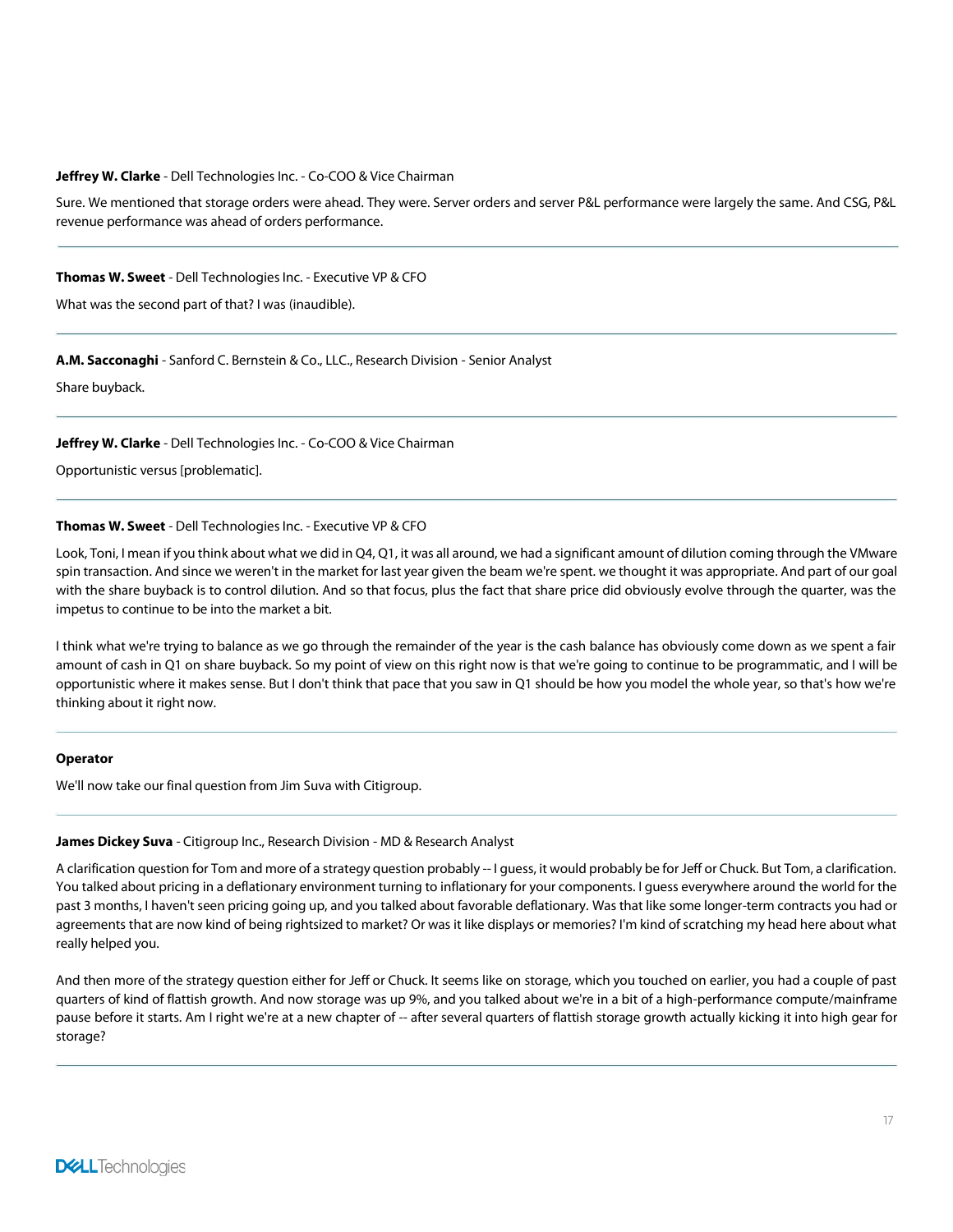**Jeffrey W. Clarke** - Dell Technologies Inc. - Co-COO & Vice Chairman

Sure. We mentioned that storage orders were ahead. They were. Server orders and server P&L performance were largely the same. And CSG, P&L revenue performance was ahead of orders performance.

---

**Thomas W. Sweet** - Dell Technologies Inc. - Executive VP & CFO

What was the second part of that? I was (inaudible).

---

**A.M. Sacconaghi** - Sanford C. Bernstein & Co., LLC., Research Division - Senior Analyst

Share buyback.

---

**Jeffrey W. Clarke** - Dell Technologies Inc. - Co-COO & Vice Chairman

Opportunistic versus [problematic].

---

**Thomas W. Sweet** - Dell Technologies Inc. - Executive VP & CFO

Look, Toni, I mean if you think about what we did in Q4, Q1, it was all around, we had a significant amount of dilution coming through the VMware spin transaction. And since we weren't in the market for last year given the beam we're spent. we thought it was appropriate. And part of our goal with the share buyback is to control dilution. And so that focus, plus the fact that share price did obviously evolve through the quarter, was the impetus to continue to be into the market a bit.

I think what we're trying to balance as we go through the remainder of the year is the cash balance has obviously come down as we spent a fair amount of cash in Q1 on share buyback. So my point of view on this right now is that we're going to continue to be programmatic, and I will be opportunistic where it makes sense. But I don't think that pace that you saw in Q1 should be how you model the whole year, so that's how we're thinking about it right now.

---

**Operator**

We'll now take our final question from Jim Suva with Citigroup.

---

**James Dickey Suva** - Citigroup Inc., Research Division - MD & Research Analyst

A clarification question for Tom and more of a strategy question probably -- I guess, it would probably be for Jeff or Chuck. But Tom, a clarification. You talked about pricing in a deflationary environment turning to inflationary for your components. I guess everywhere around the world for the past 3 months, I haven't seen pricing going up, and you talked about favorable deflationary. Was that like some longer-term contracts you had or agreements that are now kind of being rightsized to market? Or was it like displays or memories? I'm kind of scratching my head here about what really helped you.

And then more of the strategy question either for Jeff or Chuck. It seems like on storage, which you touched on earlier, you had a couple of past quarters of kind of flattish growth. And now storage was up 9%, and you talked about we're in a bit of a high-performance compute/mainframe pause before it starts. Am I right we're at a new chapter of -- after several quarters of flattish storage growth actually kicking it into high gear for storage?

---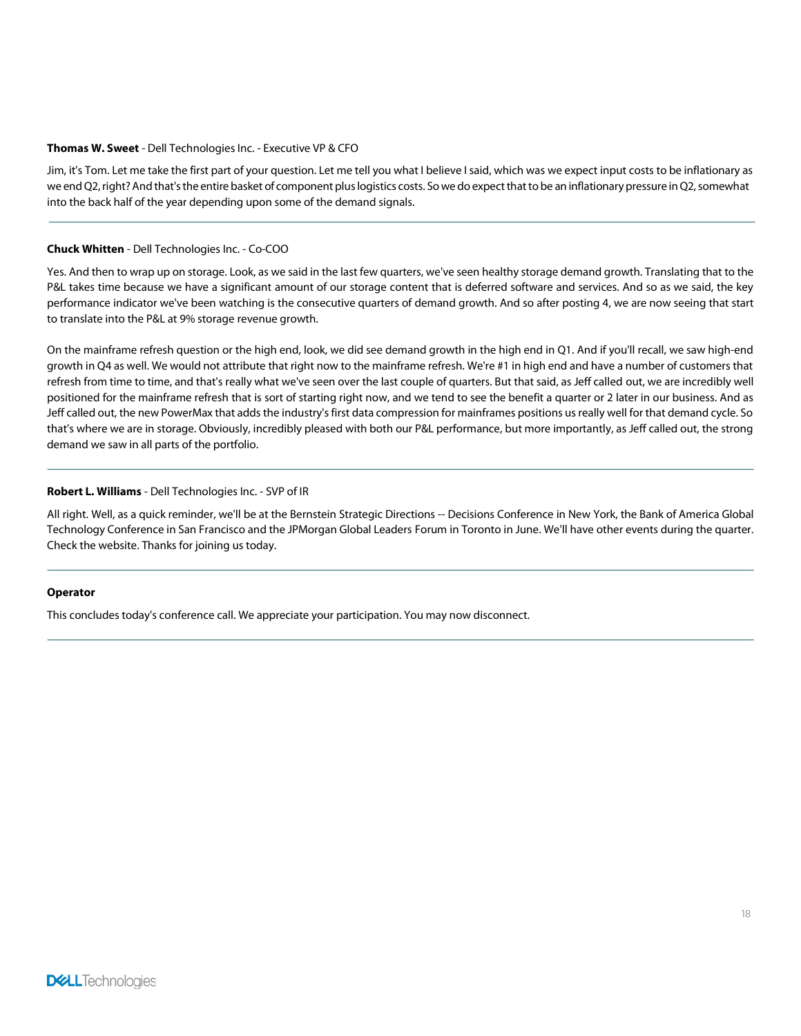**Thomas W. Sweet** - Dell Technologies Inc. - Executive VP & CFO

Jim, it's Tom. Let me take the first part of your question. Let me tell you what I believe I said, which was we expect input costs to be inflationary as we end Q2, right? And that's the entire basket of component plus logistics costs. So we do expect that to be an inflationary pressure in Q2, somewhat into the back half of the year depending upon some of the demand signals.

---

**Chuck Whitten** - Dell Technologies Inc. - Co-COO

Yes. And then to wrap up on storage. Look, as we said in the last few quarters, we've seen healthy storage demand growth. Translating that to the P&L takes time because we have a significant amount of our storage content that is deferred software and services. And so as we said, the key performance indicator we've been watching is the consecutive quarters of demand growth. And so after posting 4, we are now seeing that start to translate into the P&L at 9% storage revenue growth.

On the mainframe refresh question or the high end, look, we did see demand growth in the high end in Q1. And if you'll recall, we saw high-end growth in Q4 as well. We would not attribute that right now to the mainframe refresh. We're #1 in high end and have a number of customers that refresh from time to time, and that's really what we've seen over the last couple of quarters. But that said, as Jeff called out, we are incredibly well positioned for the mainframe refresh that is sort of starting right now, and we tend to see the benefit a quarter or 2 later in our business. And as Jeff called out, the new PowerMax that adds the industry's first data compression for mainframes positions us really well for that demand cycle. So that's where we are in storage. Obviously, incredibly pleased with both our P&L performance, but more importantly, as Jeff called out, the strong demand we saw in all parts of the portfolio.

---

**Robert L. Williams** - Dell Technologies Inc. - SVP of IR

All right. Well, as a quick reminder, we'll be at the Bernstein Strategic Directions -- Decisions Conference in New York, the Bank of America Global Technology Conference in San Francisco and the JPMorgan Global Leaders Forum in Toronto in June. We'll have other events during the quarter. Check the website. Thanks for joining us today.

---

**Operator**

This concludes today's conference call. We appreciate your participation. You may now disconnect.